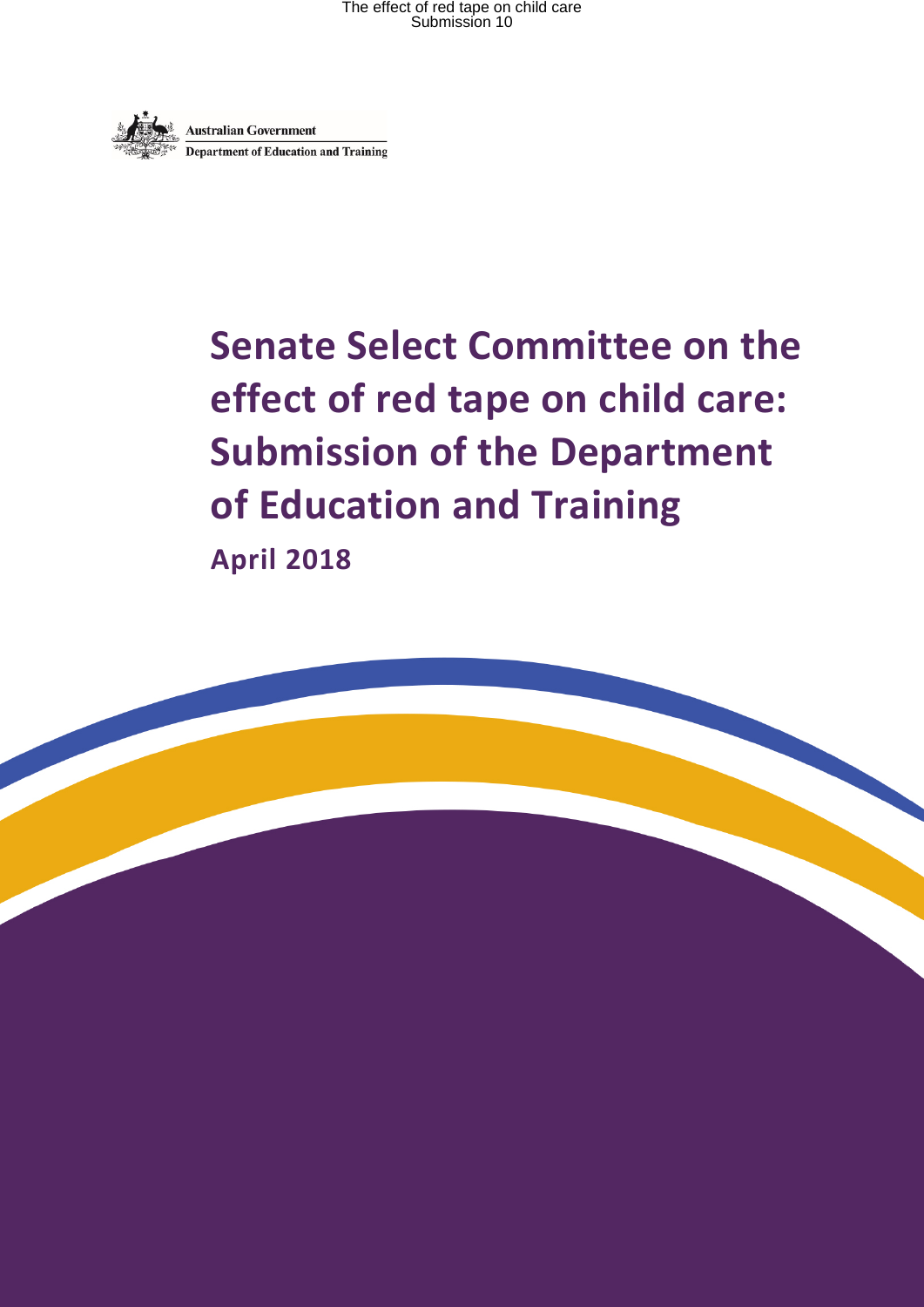Australian Government

Department of Education and Training

# Senate Select Committee on the effect of red tape on child care: Submission of the Department of Education and Training

**April 2018**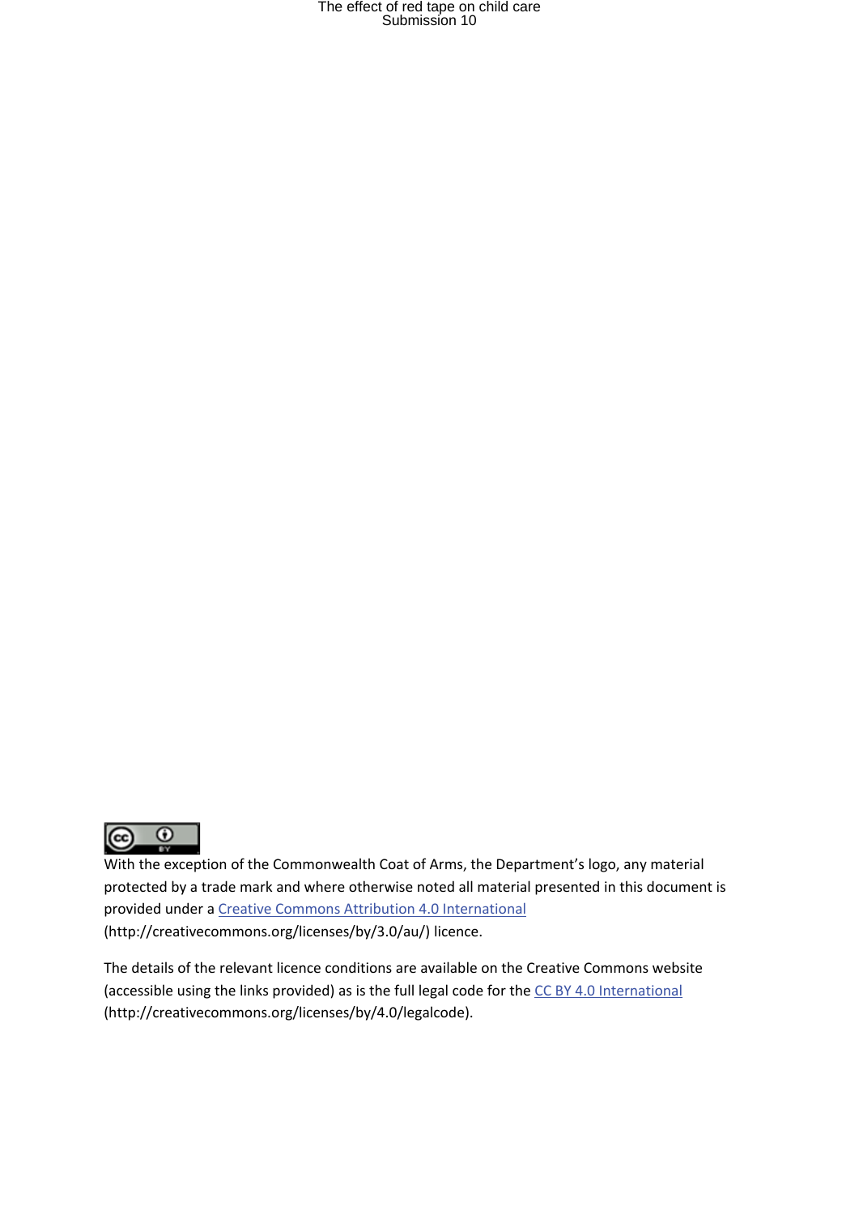With the exception of the Commonwealth Coat of Arms, the Department's logo, any material protected by a trade mark and where otherwise noted all material presented in this document is provided under a [Creative Commons Attribution 4.0 International](http://creativecommons.org/licenses/by/3.0/au/) (http://creativecommons.org/licenses/by/3.0/au/) licence.

The details of the relevant licence conditions are available on the Creative Commons website (accessible using the links provided) as is the full legal code for the [CC BY 4.0 International](http://creativecommons.org/licenses/by/4.0/legalcode) (http://creativecommons.org/licenses/by/4.0/legalcode).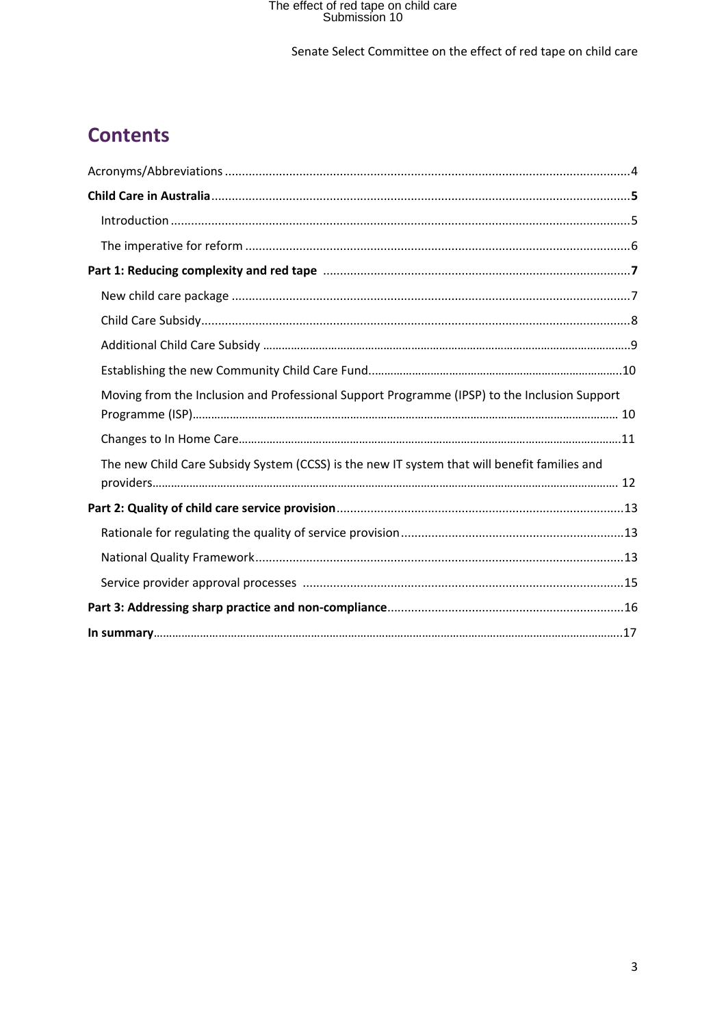# Contents

Acronyms/Abbreviations ....................................................................................................................4

**Child Care in Australia**..........................................................................................................................**5**

- Introduction ......................................................................................................................5
- The imperative for reform ..................................................................................................6

**Part 1: Reducing complexity and red tape** ..........................................................................**7**

- New child care package .....................................................................................................7
- Child Care Subsidy..............................................................................................................8
- Additional Child Care Subsidy ............................................................................................9
- Establishing the new Community Child Care Fund...........................................................10
- Moving from the Inclusion and Professional Support Programme (IPSP) to the Inclusion Support Programme (ISP).......................................................................................................... 10
- Changes to In Home Care..................................................................................................11
- The new Child Care Subsidy System (CCSS) is the new IT system that will benefit families and providers.................................................................................................................... 12

**Part 2: Quality of child care service provision**....................................................................13

- Rationale for regulating the quality of service provision ..................................................13
- National Quality Framework.............................................................................................13
- Service provider approval processes ...............................................................................15

**Part 3: Addressing sharp practice and non-compliance**......................................................16

**In summary**...........................................................................................................................17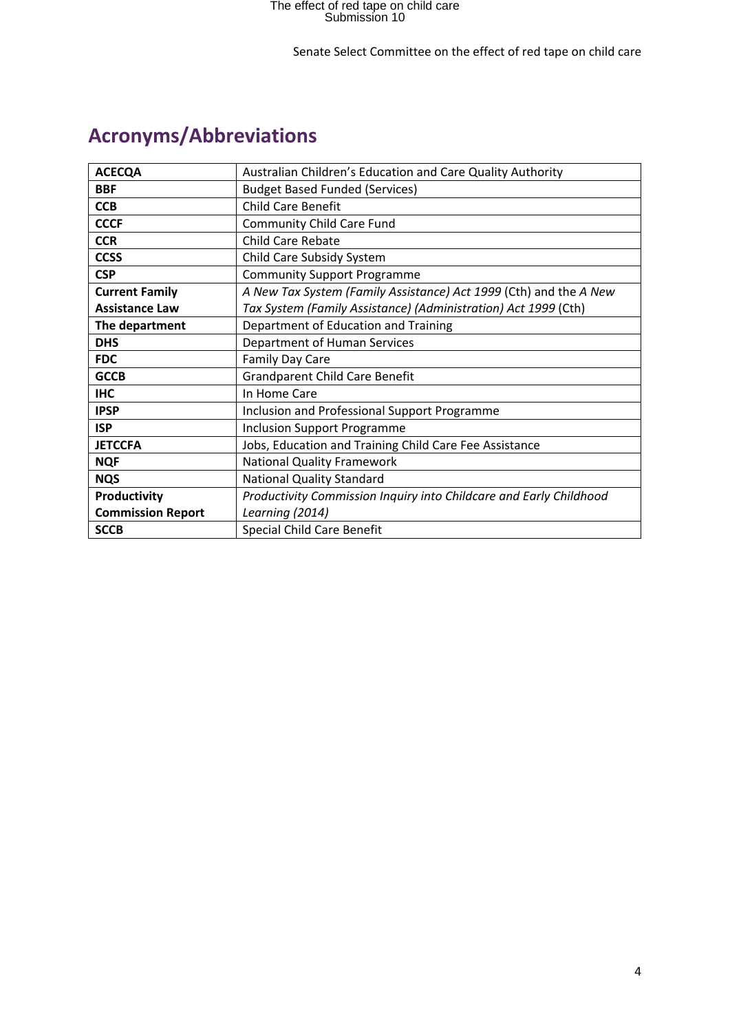# Acronyms/Abbreviations

| | |
|---|---|
| **ACECQA** | Australian Children's Education and Care Quality Authority |
| **BBF** | Budget Based Funded (Services) |
| **CCB** | Child Care Benefit |
| **CCCF** | Community Child Care Fund |
| **CCR** | Child Care Rebate |
| **CCSS** | Child Care Subsidy System |
| **CSP** | Community Support Programme |
| **Current Family Assistance Law** | *A New Tax System (Family Assistance) Act 1999* (Cth) and the *A New Tax System (Family Assistance) (Administration) Act 1999* (Cth) |
| **The department** | Department of Education and Training |
| **DHS** | Department of Human Services |
| **FDC** | Family Day Care |
| **GCCB** | Grandparent Child Care Benefit |
| **IHC** | In Home Care |
| **IPSP** | Inclusion and Professional Support Programme |
| **ISP** | Inclusion Support Programme |
| **JETCCFA** | Jobs, Education and Training Child Care Fee Assistance |
| **NQF** | National Quality Framework |
| **NQS** | National Quality Standard |
| **Productivity Commission Report** | *Productivity Commission Inquiry into Childcare and Early Childhood Learning (2014)* |
| **SCCB** | Special Child Care Benefit |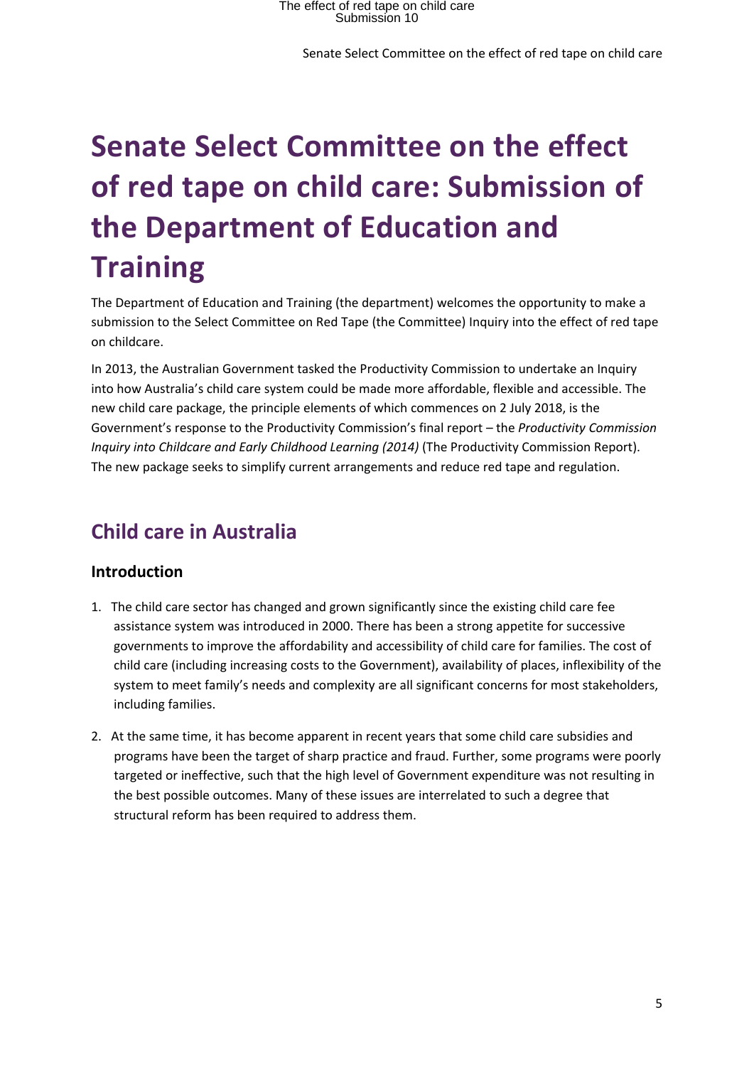# Senate Select Committee on the effect of red tape on child care: Submission of the Department of Education and Training

The Department of Education and Training (the department) welcomes the opportunity to make a submission to the Select Committee on Red Tape (the Committee) Inquiry into the effect of red tape on childcare.

In 2013, the Australian Government tasked the Productivity Commission to undertake an Inquiry into how Australia's child care system could be made more affordable, flexible and accessible. The new child care package, the principle elements of which commences on 2 July 2018, is the Government's response to the Productivity Commission's final report – the *Productivity Commission Inquiry into Childcare and Early Childhood Learning (2014)* (The Productivity Commission Report). The new package seeks to simplify current arrangements and reduce red tape and regulation.

## Child care in Australia

### Introduction

1. The child care sector has changed and grown significantly since the existing child care fee assistance system was introduced in 2000. There has been a strong appetite for successive governments to improve the affordability and accessibility of child care for families. The cost of child care (including increasing costs to the Government), availability of places, inflexibility of the system to meet family's needs and complexity are all significant concerns for most stakeholders, including families.

2. At the same time, it has become apparent in recent years that some child care subsidies and programs have been the target of sharp practice and fraud. Further, some programs were poorly targeted or ineffective, such that the high level of Government expenditure was not resulting in the best possible outcomes. Many of these issues are interrelated to such a degree that structural reform has been required to address them.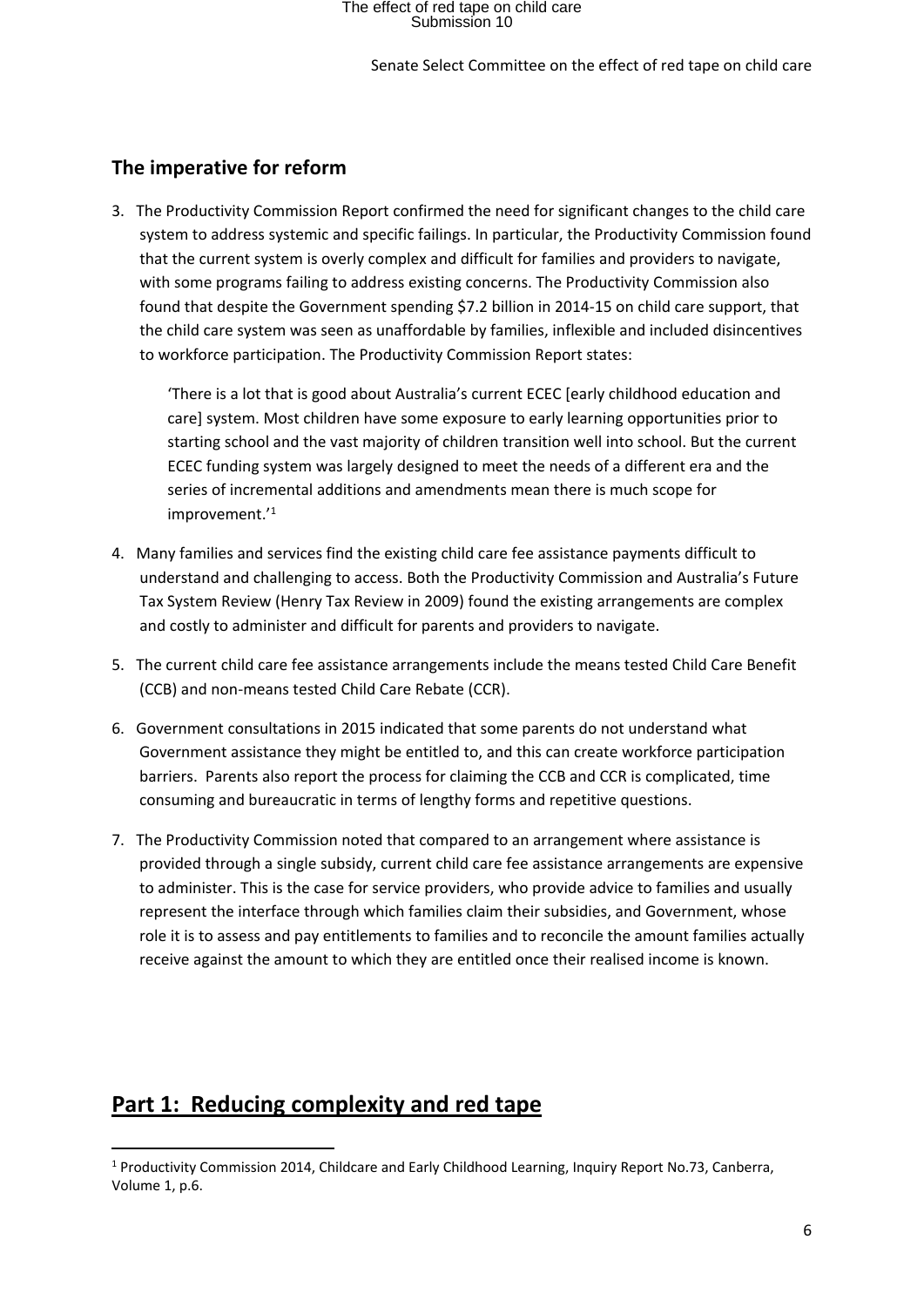## The imperative for reform

3. The Productivity Commission Report confirmed the need for significant changes to the child care system to address systemic and specific failings. In particular, the Productivity Commission found that the current system is overly complex and difficult for families and providers to navigate, with some programs failing to address existing concerns. The Productivity Commission also found that despite the Government spending $7.2 billion in 2014-15 on child care support, that the child care system was seen as unaffordable by families, inflexible and included disincentives to workforce participation. The Productivity Commission Report states:

   'There is a lot that is good about Australia's current ECEC [early childhood education and care] system. Most children have some exposure to early learning opportunities prior to starting school and the vast majority of children transition well into school. But the current ECEC funding system was largely designed to meet the needs of a different era and the series of incremental additions and amendments mean there is much scope for improvement.'[1]

4. Many families and services find the existing child care fee assistance payments difficult to understand and challenging to access. Both the Productivity Commission and Australia's Future Tax System Review (Henry Tax Review in 2009) found the existing arrangements are complex and costly to administer and difficult for parents and providers to navigate.

5. The current child care fee assistance arrangements include the means tested Child Care Benefit (CCB) and non-means tested Child Care Rebate (CCR).

6. Government consultations in 2015 indicated that some parents do not understand what Government assistance they might be entitled to, and this can create workforce participation barriers. Parents also report the process for claiming the CCB and CCR is complicated, time consuming and bureaucratic in terms of lengthy forms and repetitive questions.

7. The Productivity Commission noted that compared to an arrangement where assistance is provided through a single subsidy, current child care fee assistance arrangements are expensive to administer. This is the case for service providers, who provide advice to families and usually represent the interface through which families claim their subsidies, and Government, whose role it is to assess and pay entitlements to families and to reconcile the amount families actually receive against the amount to which they are entitled once their realised income is known.

## Part 1: Reducing complexity and red tape

[1] Productivity Commission 2014, Childcare and Early Childhood Learning, Inquiry Report No.73, Canberra, Volume 1, p.6.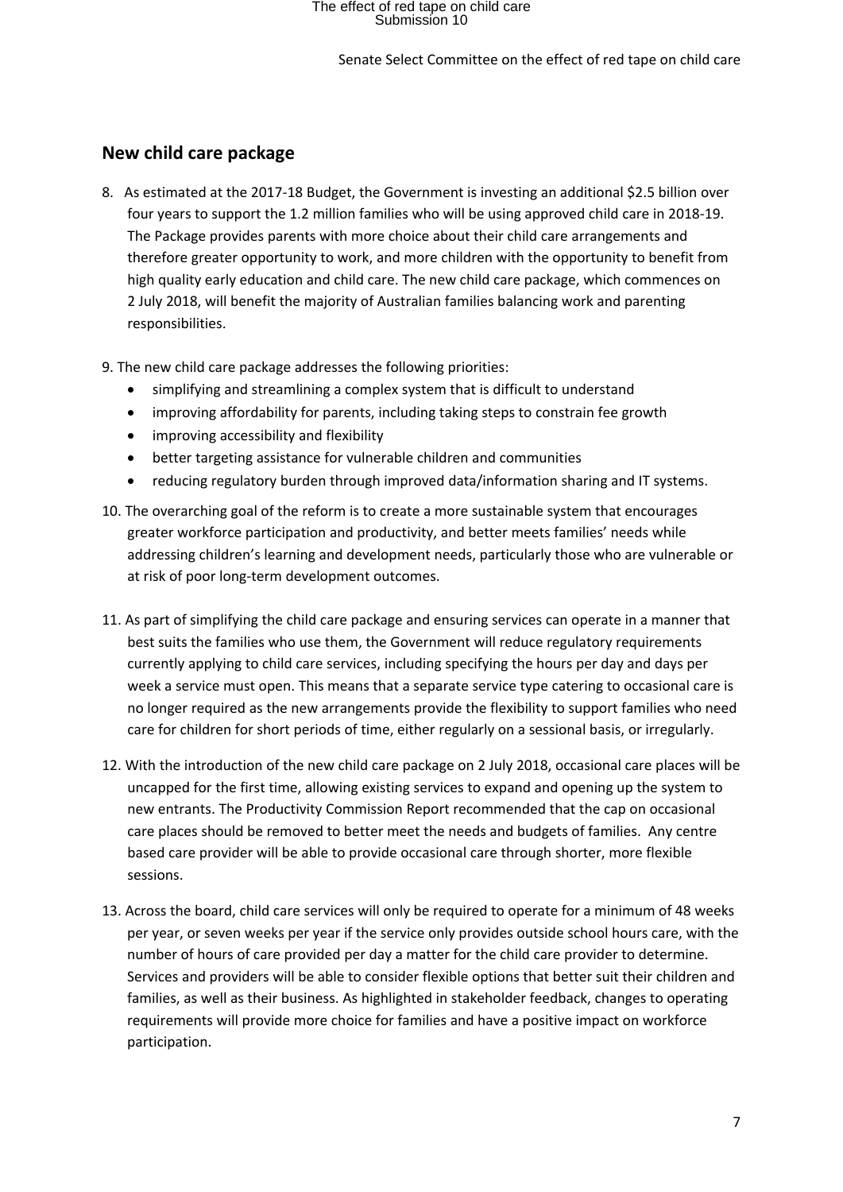## New child care package

8. As estimated at the 2017-18 Budget, the Government is investing an additional $2.5 billion over four years to support the 1.2 million families who will be using approved child care in 2018-19. The Package provides parents with more choice about their child care arrangements and therefore greater opportunity to work, and more children with the opportunity to benefit from high quality early education and child care. The new child care package, which commences on 2 July 2018, will benefit the majority of Australian families balancing work and parenting responsibilities.

9. The new child care package addresses the following priorities:
   - simplifying and streamlining a complex system that is difficult to understand
   - improving affordability for parents, including taking steps to constrain fee growth
   - improving accessibility and flexibility
   - better targeting assistance for vulnerable children and communities
   - reducing regulatory burden through improved data/information sharing and IT systems.

10. The overarching goal of the reform is to create a more sustainable system that encourages greater workforce participation and productivity, and better meets families' needs while addressing children's learning and development needs, particularly those who are vulnerable or at risk of poor long-term development outcomes.

11. As part of simplifying the child care package and ensuring services can operate in a manner that best suits the families who use them, the Government will reduce regulatory requirements currently applying to child care services, including specifying the hours per day and days per week a service must open. This means that a separate service type catering to occasional care is no longer required as the new arrangements provide the flexibility to support families who need care for children for short periods of time, either regularly on a sessional basis, or irregularly.

12. With the introduction of the new child care package on 2 July 2018, occasional care places will be uncapped for the first time, allowing existing services to expand and opening up the system to new entrants. The Productivity Commission Report recommended that the cap on occasional care places should be removed to better meet the needs and budgets of families. Any centre based care provider will be able to provide occasional care through shorter, more flexible sessions.

13. Across the board, child care services will only be required to operate for a minimum of 48 weeks per year, or seven weeks per year if the service only provides outside school hours care, with the number of hours of care provided per day a matter for the child care provider to determine. Services and providers will be able to consider flexible options that better suit their children and families, as well as their business. As highlighted in stakeholder feedback, changes to operating requirements will provide more choice for families and have a positive impact on workforce participation.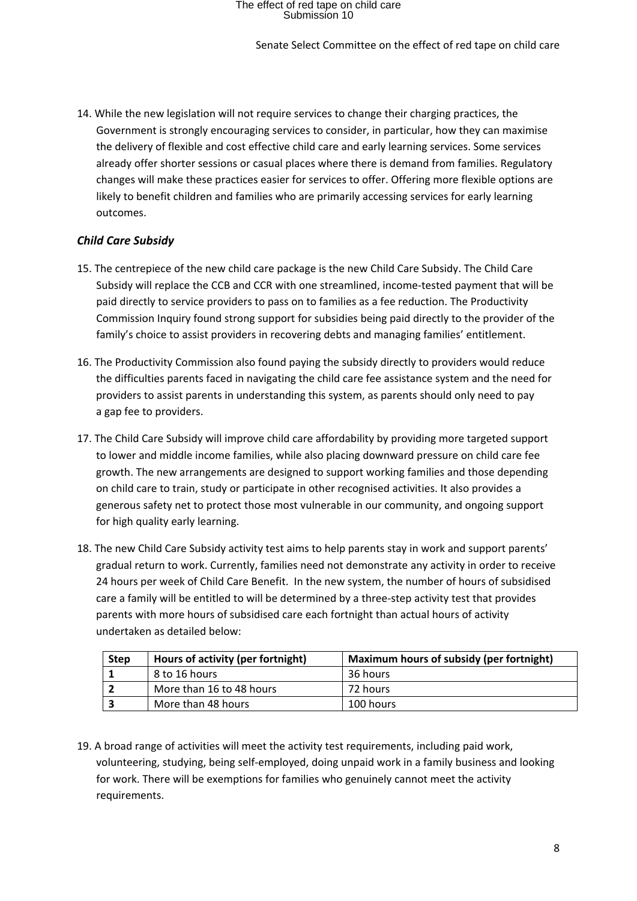14. While the new legislation will not require services to change their charging practices, the Government is strongly encouraging services to consider, in particular, how they can maximise the delivery of flexible and cost effective child care and early learning services. Some services already offer shorter sessions or casual places where there is demand from families. Regulatory changes will make these practices easier for services to offer. Offering more flexible options are likely to benefit children and families who are primarily accessing services for early learning outcomes.

### *Child Care Subsidy*

15. The centrepiece of the new child care package is the new Child Care Subsidy. The Child Care Subsidy will replace the CCB and CCR with one streamlined, income-tested payment that will be paid directly to service providers to pass on to families as a fee reduction. The Productivity Commission Inquiry found strong support for subsidies being paid directly to the provider of the family's choice to assist providers in recovering debts and managing families' entitlement.

16. The Productivity Commission also found paying the subsidy directly to providers would reduce the difficulties parents faced in navigating the child care fee assistance system and the need for providers to assist parents in understanding this system, as parents should only need to pay a gap fee to providers.

17. The Child Care Subsidy will improve child care affordability by providing more targeted support to lower and middle income families, while also placing downward pressure on child care fee growth. The new arrangements are designed to support working families and those depending on child care to train, study or participate in other recognised activities. It also provides a generous safety net to protect those most vulnerable in our community, and ongoing support for high quality early learning.

18. The new Child Care Subsidy activity test aims to help parents stay in work and support parents' gradual return to work. Currently, families need not demonstrate any activity in order to receive 24 hours per week of Child Care Benefit. In the new system, the number of hours of subsidised care a family will be entitled to will be determined by a three-step activity test that provides parents with more hours of subsidised care each fortnight than actual hours of activity undertaken as detailed below:

| Step | Hours of activity (per fortnight) | Maximum hours of subsidy (per fortnight) |
|---|---|---|
| **1** | 8 to 16 hours | 36 hours |
| **2** | More than 16 to 48 hours | 72 hours |
| **3** | More than 48 hours | 100 hours |

19. A broad range of activities will meet the activity test requirements, including paid work, volunteering, studying, being self-employed, doing unpaid work in a family business and looking for work. There will be exemptions for families who genuinely cannot meet the activity requirements.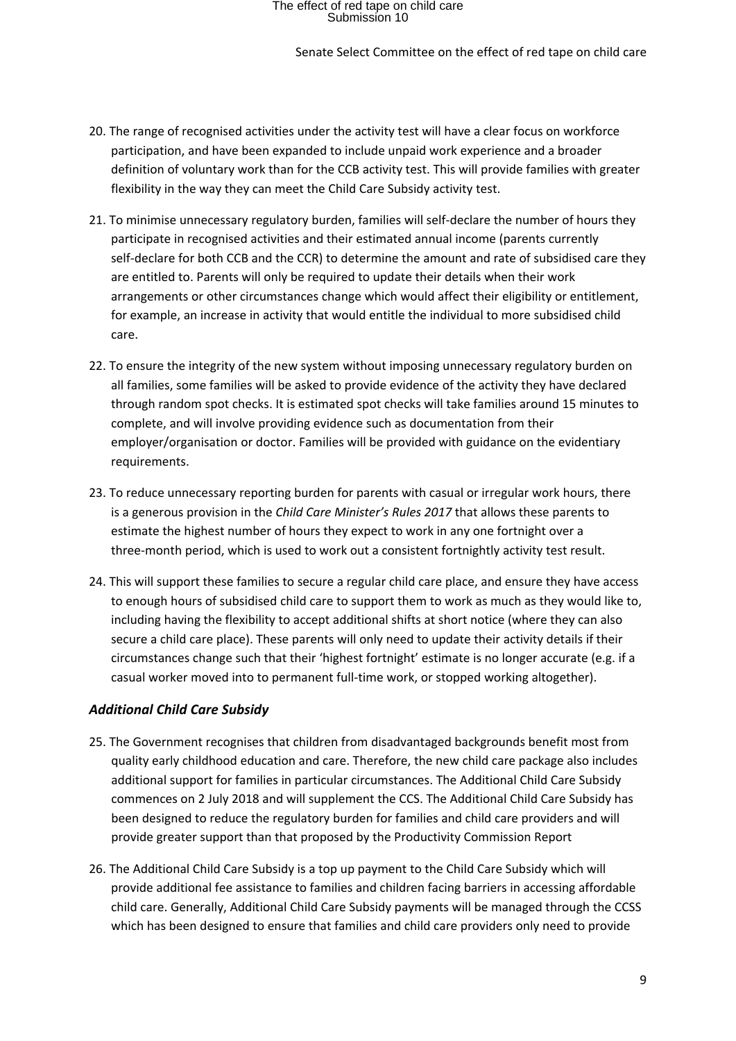20. The range of recognised activities under the activity test will have a clear focus on workforce participation, and have been expanded to include unpaid work experience and a broader definition of voluntary work than for the CCB activity test. This will provide families with greater flexibility in the way they can meet the Child Care Subsidy activity test.

21. To minimise unnecessary regulatory burden, families will self-declare the number of hours they participate in recognised activities and their estimated annual income (parents currently self-declare for both CCB and the CCR) to determine the amount and rate of subsidised care they are entitled to. Parents will only be required to update their details when their work arrangements or other circumstances change which would affect their eligibility or entitlement, for example, an increase in activity that would entitle the individual to more subsidised child care.

22. To ensure the integrity of the new system without imposing unnecessary regulatory burden on all families, some families will be asked to provide evidence of the activity they have declared through random spot checks. It is estimated spot checks will take families around 15 minutes to complete, and will involve providing evidence such as documentation from their employer/organisation or doctor. Families will be provided with guidance on the evidentiary requirements.

23. To reduce unnecessary reporting burden for parents with casual or irregular work hours, there is a generous provision in the *Child Care Minister's Rules 2017* that allows these parents to estimate the highest number of hours they expect to work in any one fortnight over a three-month period, which is used to work out a consistent fortnightly activity test result.

24. This will support these families to secure a regular child care place, and ensure they have access to enough hours of subsidised child care to support them to work as much as they would like to, including having the flexibility to accept additional shifts at short notice (where they can also secure a child care place). These parents will only need to update their activity details if their circumstances change such that their 'highest fortnight' estimate is no longer accurate (e.g. if a casual worker moved into to permanent full-time work, or stopped working altogether).

### *Additional Child Care Subsidy*

25. The Government recognises that children from disadvantaged backgrounds benefit most from quality early childhood education and care. Therefore, the new child care package also includes additional support for families in particular circumstances. The Additional Child Care Subsidy commences on 2 July 2018 and will supplement the CCS. The Additional Child Care Subsidy has been designed to reduce the regulatory burden for families and child care providers and will provide greater support than that proposed by the Productivity Commission Report

26. The Additional Child Care Subsidy is a top up payment to the Child Care Subsidy which will provide additional fee assistance to families and children facing barriers in accessing affordable child care. Generally, Additional Child Care Subsidy payments will be managed through the CCSS which has been designed to ensure that families and child care providers only need to provide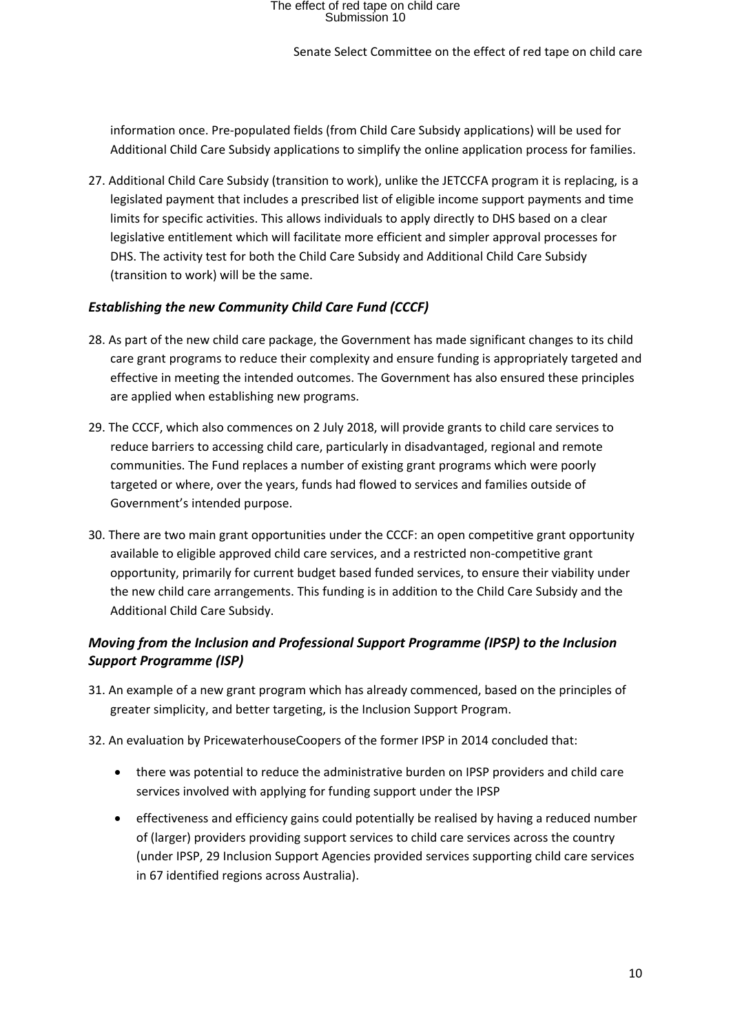information once. Pre-populated fields (from Child Care Subsidy applications) will be used for Additional Child Care Subsidy applications to simplify the online application process for families.

27. Additional Child Care Subsidy (transition to work), unlike the JETCCFA program it is replacing, is a legislated payment that includes a prescribed list of eligible income support payments and time limits for specific activities. This allows individuals to apply directly to DHS based on a clear legislative entitlement which will facilitate more efficient and simpler approval processes for DHS. The activity test for both the Child Care Subsidy and Additional Child Care Subsidy (transition to work) will be the same.

### *Establishing the new Community Child Care Fund (CCCF)*

28. As part of the new child care package, the Government has made significant changes to its child care grant programs to reduce their complexity and ensure funding is appropriately targeted and effective in meeting the intended outcomes. The Government has also ensured these principles are applied when establishing new programs.

29. The CCCF, which also commences on 2 July 2018, will provide grants to child care services to reduce barriers to accessing child care, particularly in disadvantaged, regional and remote communities. The Fund replaces a number of existing grant programs which were poorly targeted or where, over the years, funds had flowed to services and families outside of Government's intended purpose.

30. There are two main grant opportunities under the CCCF: an open competitive grant opportunity available to eligible approved child care services, and a restricted non-competitive grant opportunity, primarily for current budget based funded services, to ensure their viability under the new child care arrangements. This funding is in addition to the Child Care Subsidy and the Additional Child Care Subsidy.

### *Moving from the Inclusion and Professional Support Programme (IPSP) to the Inclusion Support Programme (ISP)*

31. An example of a new grant program which has already commenced, based on the principles of greater simplicity, and better targeting, is the Inclusion Support Program.

32. An evaluation by PricewaterhouseCoopers of the former IPSP in 2014 concluded that:

    - there was potential to reduce the administrative burden on IPSP providers and child care services involved with applying for funding support under the IPSP
    - effectiveness and efficiency gains could potentially be realised by having a reduced number of (larger) providers providing support services to child care services across the country (under IPSP, 29 Inclusion Support Agencies provided services supporting child care services in 67 identified regions across Australia).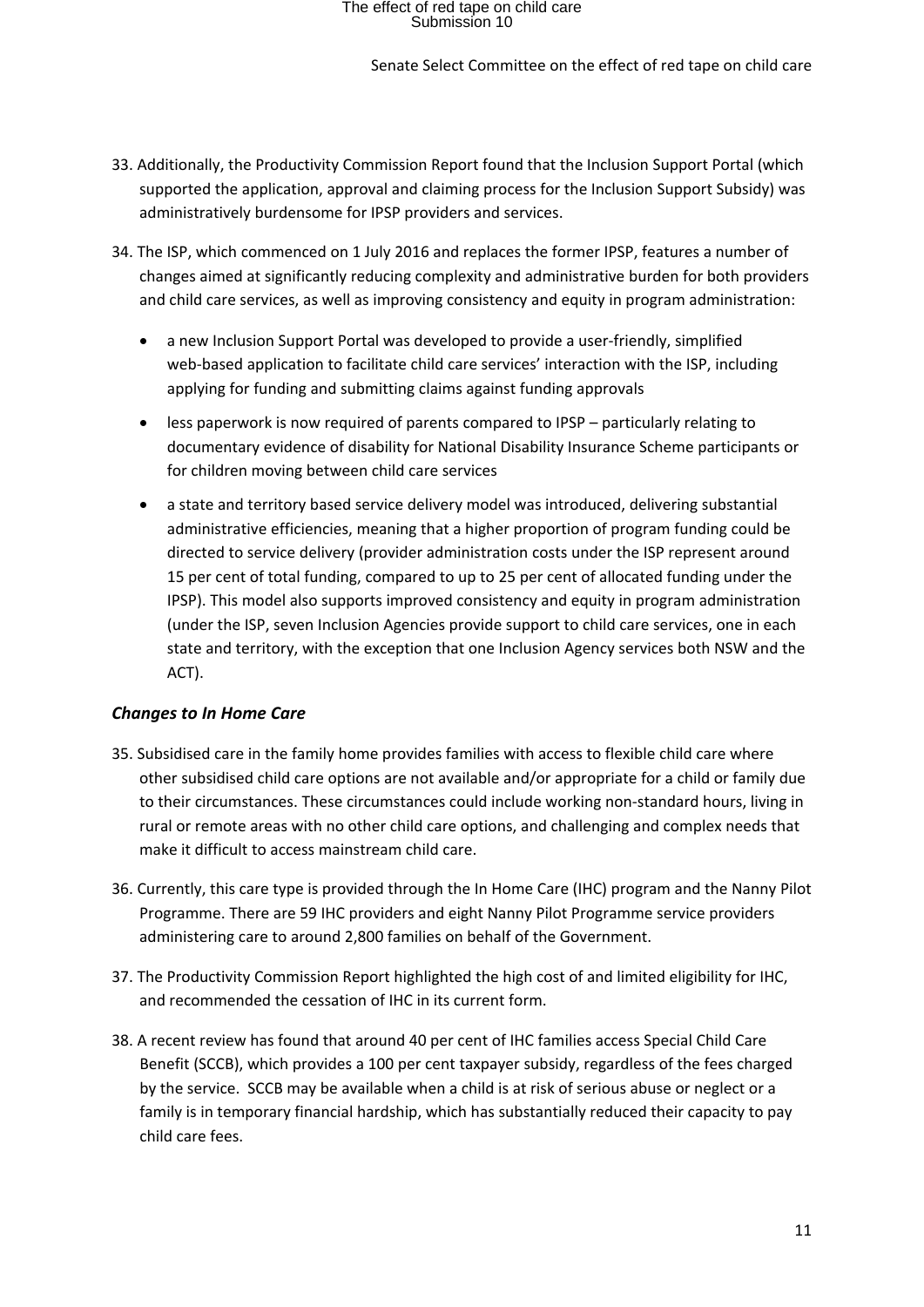33. Additionally, the Productivity Commission Report found that the Inclusion Support Portal (which supported the application, approval and claiming process for the Inclusion Support Subsidy) was administratively burdensome for IPSP providers and services.

34. The ISP, which commenced on 1 July 2016 and replaces the former IPSP, features a number of changes aimed at significantly reducing complexity and administrative burden for both providers and child care services, as well as improving consistency and equity in program administration:

    - a new Inclusion Support Portal was developed to provide a user-friendly, simplified web-based application to facilitate child care services' interaction with the ISP, including applying for funding and submitting claims against funding approvals
    - less paperwork is now required of parents compared to IPSP – particularly relating to documentary evidence of disability for National Disability Insurance Scheme participants or for children moving between child care services
    - a state and territory based service delivery model was introduced, delivering substantial administrative efficiencies, meaning that a higher proportion of program funding could be directed to service delivery (provider administration costs under the ISP represent around 15 per cent of total funding, compared to up to 25 per cent of allocated funding under the IPSP). This model also supports improved consistency and equity in program administration (under the ISP, seven Inclusion Agencies provide support to child care services, one in each state and territory, with the exception that one Inclusion Agency services both NSW and the ACT).

### *Changes to In Home Care*

35. Subsidised care in the family home provides families with access to flexible child care where other subsidised child care options are not available and/or appropriate for a child or family due to their circumstances. These circumstances could include working non-standard hours, living in rural or remote areas with no other child care options, and challenging and complex needs that make it difficult to access mainstream child care.

36. Currently, this care type is provided through the In Home Care (IHC) program and the Nanny Pilot Programme. There are 59 IHC providers and eight Nanny Pilot Programme service providers administering care to around 2,800 families on behalf of the Government.

37. The Productivity Commission Report highlighted the high cost of and limited eligibility for IHC, and recommended the cessation of IHC in its current form.

38. A recent review has found that around 40 per cent of IHC families access Special Child Care Benefit (SCCB), which provides a 100 per cent taxpayer subsidy, regardless of the fees charged by the service. SCCB may be available when a child is at risk of serious abuse or neglect or a family is in temporary financial hardship, which has substantially reduced their capacity to pay child care fees.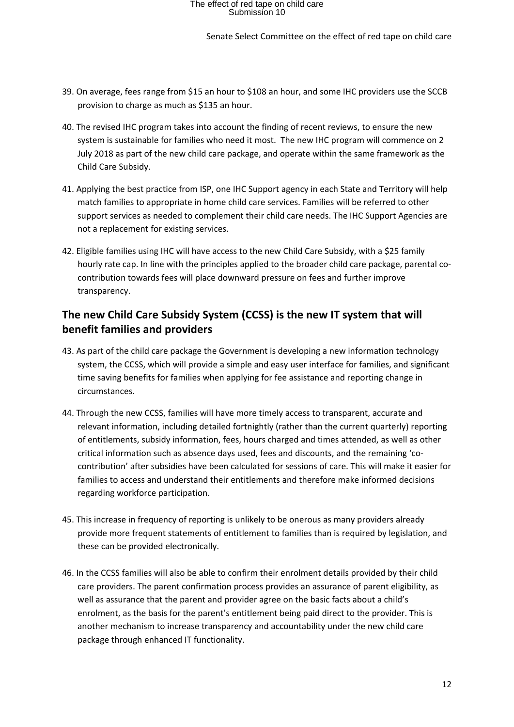39. On average, fees range from $15 an hour to $108 an hour, and some IHC providers use the SCCB provision to charge as much as $135 an hour.

40. The revised IHC program takes into account the finding of recent reviews, to ensure the new system is sustainable for families who need it most. The new IHC program will commence on 2 July 2018 as part of the new child care package, and operate within the same framework as the Child Care Subsidy.

41. Applying the best practice from ISP, one IHC Support agency in each State and Territory will help match families to appropriate in home child care services. Families will be referred to other support services as needed to complement their child care needs. The IHC Support Agencies are not a replacement for existing services.

42. Eligible families using IHC will have access to the new Child Care Subsidy, with a $25 family hourly rate cap. In line with the principles applied to the broader child care package, parental co-contribution towards fees will place downward pressure on fees and further improve transparency.

## The new Child Care Subsidy System (CCSS) is the new IT system that will benefit families and providers

43. As part of the child care package the Government is developing a new information technology system, the CCSS, which will provide a simple and easy user interface for families, and significant time saving benefits for families when applying for fee assistance and reporting change in circumstances.

44. Through the new CCSS, families will have more timely access to transparent, accurate and relevant information, including detailed fortnightly (rather than the current quarterly) reporting of entitlements, subsidy information, fees, hours charged and times attended, as well as other critical information such as absence days used, fees and discounts, and the remaining 'co-contribution' after subsidies have been calculated for sessions of care. This will make it easier for families to access and understand their entitlements and therefore make informed decisions regarding workforce participation.

45. This increase in frequency of reporting is unlikely to be onerous as many providers already provide more frequent statements of entitlement to families than is required by legislation, and these can be provided electronically.

46. In the CCSS families will also be able to confirm their enrolment details provided by their child care providers. The parent confirmation process provides an assurance of parent eligibility, as well as assurance that the parent and provider agree on the basic facts about a child's enrolment, as the basis for the parent's entitlement being paid direct to the provider. This is another mechanism to increase transparency and accountability under the new child care package through enhanced IT functionality.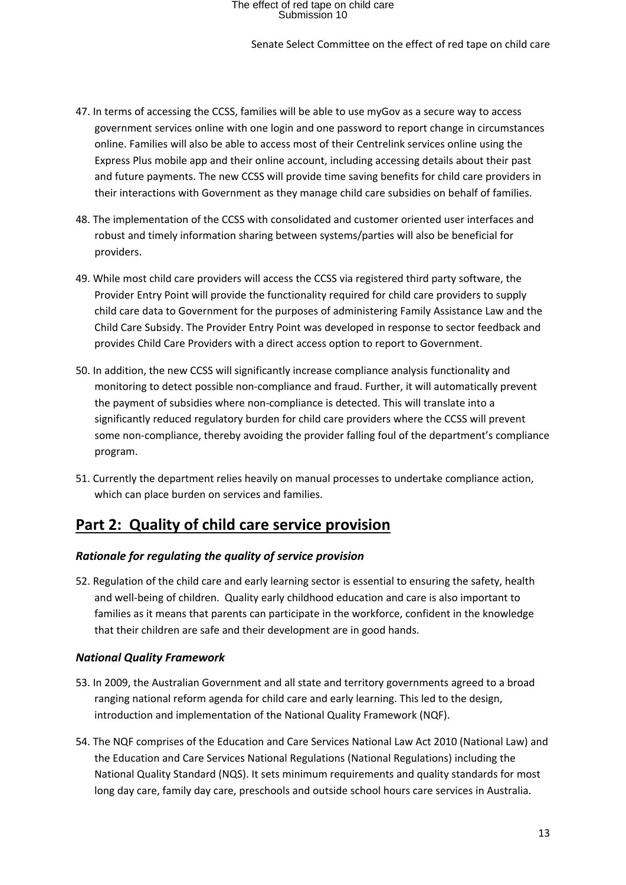47. In terms of accessing the CCSS, families will be able to use myGov as a secure way to access government services online with one login and one password to report change in circumstances online. Families will also be able to access most of their Centrelink services online using the Express Plus mobile app and their online account, including accessing details about their past and future payments. The new CCSS will provide time saving benefits for child care providers in their interactions with Government as they manage child care subsidies on behalf of families.

48. The implementation of the CCSS with consolidated and customer oriented user interfaces and robust and timely information sharing between systems/parties will also be beneficial for providers.

49. While most child care providers will access the CCSS via registered third party software, the Provider Entry Point will provide the functionality required for child care providers to supply child care data to Government for the purposes of administering Family Assistance Law and the Child Care Subsidy. The Provider Entry Point was developed in response to sector feedback and provides Child Care Providers with a direct access option to report to Government.

50. In addition, the new CCSS will significantly increase compliance analysis functionality and monitoring to detect possible non-compliance and fraud. Further, it will automatically prevent the payment of subsidies where non-compliance is detected. This will translate into a significantly reduced regulatory burden for child care providers where the CCSS will prevent some non-compliance, thereby avoiding the provider falling foul of the department's compliance program.

51. Currently the department relies heavily on manual processes to undertake compliance action, which can place burden on services and families.

## Part 2: Quality of child care service provision

### *Rationale for regulating the quality of service provision*

52. Regulation of the child care and early learning sector is essential to ensuring the safety, health and well-being of children. Quality early childhood education and care is also important to families as it means that parents can participate in the workforce, confident in the knowledge that their children are safe and their development are in good hands.

### *National Quality Framework*

53. In 2009, the Australian Government and all state and territory governments agreed to a broad ranging national reform agenda for child care and early learning. This led to the design, introduction and implementation of the National Quality Framework (NQF).

54. The NQF comprises of the Education and Care Services National Law Act 2010 (National Law) and the Education and Care Services National Regulations (National Regulations) including the National Quality Standard (NQS). It sets minimum requirements and quality standards for most long day care, family day care, preschools and outside school hours care services in Australia.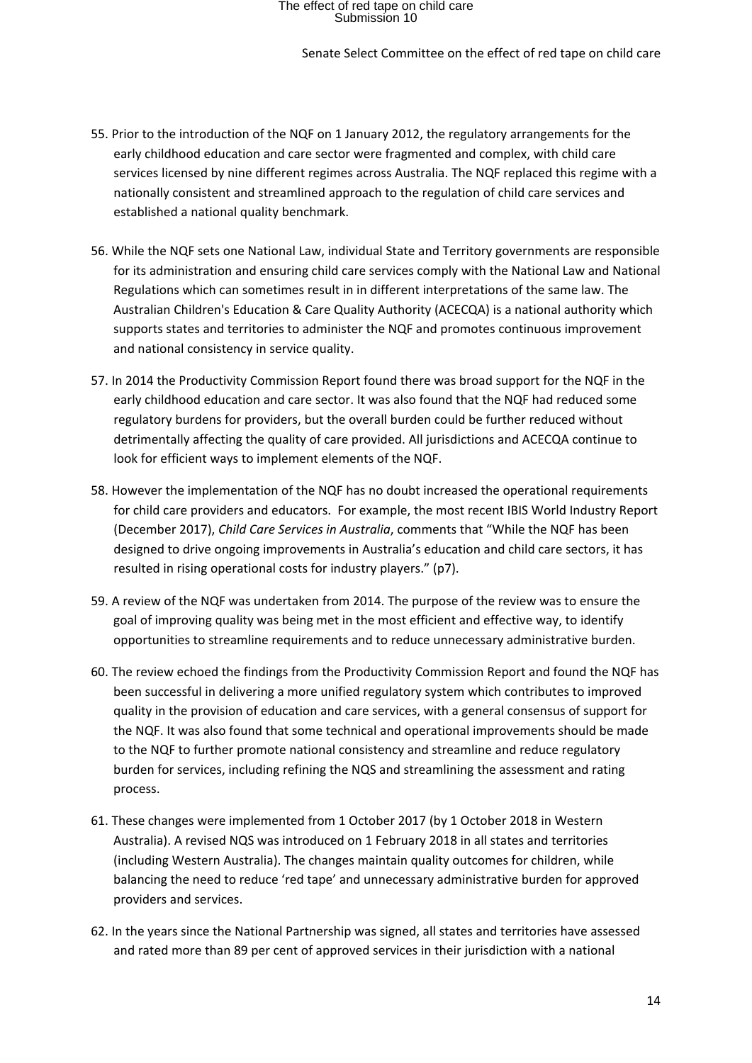55. Prior to the introduction of the NQF on 1 January 2012, the regulatory arrangements for the early childhood education and care sector were fragmented and complex, with child care services licensed by nine different regimes across Australia. The NQF replaced this regime with a nationally consistent and streamlined approach to the regulation of child care services and established a national quality benchmark.

56. While the NQF sets one National Law, individual State and Territory governments are responsible for its administration and ensuring child care services comply with the National Law and National Regulations which can sometimes result in in different interpretations of the same law. The Australian Children's Education & Care Quality Authority (ACECQA) is a national authority which supports states and territories to administer the NQF and promotes continuous improvement and national consistency in service quality.

57. In 2014 the Productivity Commission Report found there was broad support for the NQF in the early childhood education and care sector. It was also found that the NQF had reduced some regulatory burdens for providers, but the overall burden could be further reduced without detrimentally affecting the quality of care provided. All jurisdictions and ACECQA continue to look for efficient ways to implement elements of the NQF.

58. However the implementation of the NQF has no doubt increased the operational requirements for child care providers and educators. For example, the most recent IBIS World Industry Report (December 2017), *Child Care Services in Australia*, comments that "While the NQF has been designed to drive ongoing improvements in Australia's education and child care sectors, it has resulted in rising operational costs for industry players." (p7).

59. A review of the NQF was undertaken from 2014. The purpose of the review was to ensure the goal of improving quality was being met in the most efficient and effective way, to identify opportunities to streamline requirements and to reduce unnecessary administrative burden.

60. The review echoed the findings from the Productivity Commission Report and found the NQF has been successful in delivering a more unified regulatory system which contributes to improved quality in the provision of education and care services, with a general consensus of support for the NQF. It was also found that some technical and operational improvements should be made to the NQF to further promote national consistency and streamline and reduce regulatory burden for services, including refining the NQS and streamlining the assessment and rating process.

61. These changes were implemented from 1 October 2017 (by 1 October 2018 in Western Australia). A revised NQS was introduced on 1 February 2018 in all states and territories (including Western Australia). The changes maintain quality outcomes for children, while balancing the need to reduce 'red tape' and unnecessary administrative burden for approved providers and services.

62. In the years since the National Partnership was signed, all states and territories have assessed and rated more than 89 per cent of approved services in their jurisdiction with a national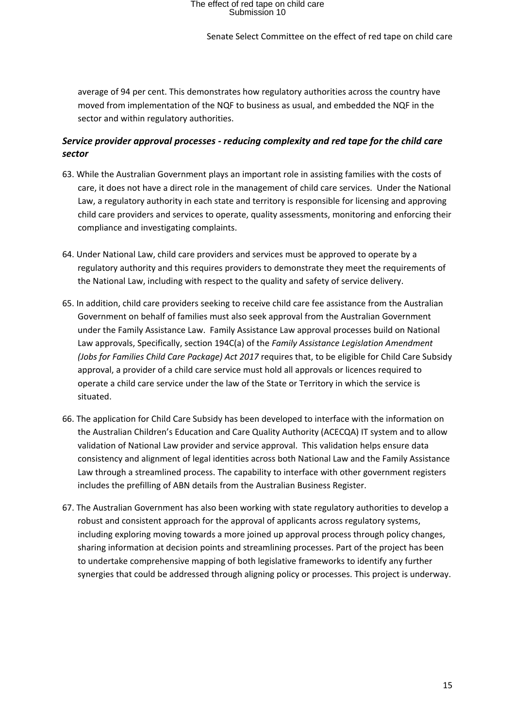average of 94 per cent. This demonstrates how regulatory authorities across the country have moved from implementation of the NQF to business as usual, and embedded the NQF in the sector and within regulatory authorities.

### *Service provider approval processes - reducing complexity and red tape for the child care sector*

63. While the Australian Government plays an important role in assisting families with the costs of care, it does not have a direct role in the management of child care services. Under the National Law, a regulatory authority in each state and territory is responsible for licensing and approving child care providers and services to operate, quality assessments, monitoring and enforcing their compliance and investigating complaints.

64. Under National Law, child care providers and services must be approved to operate by a regulatory authority and this requires providers to demonstrate they meet the requirements of the National Law, including with respect to the quality and safety of service delivery.

65. In addition, child care providers seeking to receive child care fee assistance from the Australian Government on behalf of families must also seek approval from the Australian Government under the Family Assistance Law. Family Assistance Law approval processes build on National Law approvals, Specifically, section 194C(a) of the *Family Assistance Legislation Amendment (Jobs for Families Child Care Package) Act 2017* requires that, to be eligible for Child Care Subsidy approval, a provider of a child care service must hold all approvals or licences required to operate a child care service under the law of the State or Territory in which the service is situated.

66. The application for Child Care Subsidy has been developed to interface with the information on the Australian Children's Education and Care Quality Authority (ACECQA) IT system and to allow validation of National Law provider and service approval. This validation helps ensure data consistency and alignment of legal identities across both National Law and the Family Assistance Law through a streamlined process. The capability to interface with other government registers includes the prefilling of ABN details from the Australian Business Register.

67. The Australian Government has also been working with state regulatory authorities to develop a robust and consistent approach for the approval of applicants across regulatory systems, including exploring moving towards a more joined up approval process through policy changes, sharing information at decision points and streamlining processes. Part of the project has been to undertake comprehensive mapping of both legislative frameworks to identify any further synergies that could be addressed through aligning policy or processes. This project is underway.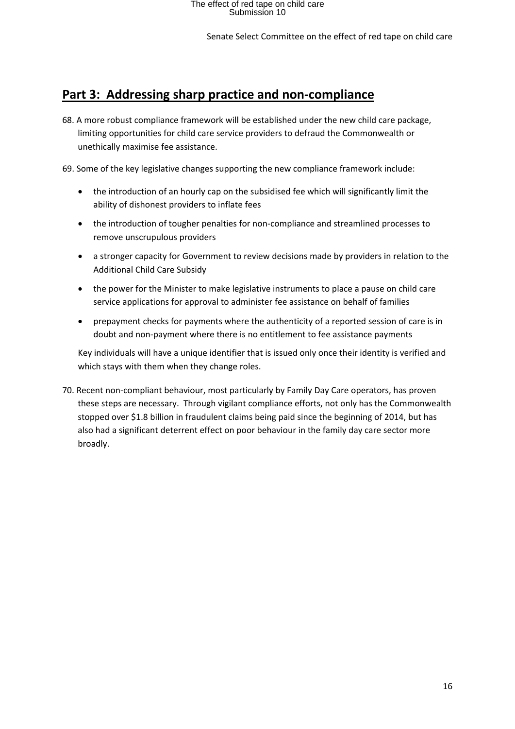## Part 3: Addressing sharp practice and non-compliance

68. A more robust compliance framework will be established under the new child care package, limiting opportunities for child care service providers to defraud the Commonwealth or unethically maximise fee assistance.

69. Some of the key legislative changes supporting the new compliance framework include:

    - the introduction of an hourly cap on the subsidised fee which will significantly limit the ability of dishonest providers to inflate fees
    - the introduction of tougher penalties for non-compliance and streamlined processes to remove unscrupulous providers
    - a stronger capacity for Government to review decisions made by providers in relation to the Additional Child Care Subsidy
    - the power for the Minister to make legislative instruments to place a pause on child care service applications for approval to administer fee assistance on behalf of families
    - prepayment checks for payments where the authenticity of a reported session of care is in doubt and non-payment where there is no entitlement to fee assistance payments

    Key individuals will have a unique identifier that is issued only once their identity is verified and which stays with them when they change roles.

70. Recent non-compliant behaviour, most particularly by Family Day Care operators, has proven these steps are necessary. Through vigilant compliance efforts, not only has the Commonwealth stopped over $1.8 billion in fraudulent claims being paid since the beginning of 2014, but has also had a significant deterrent effect on poor behaviour in the family day care sector more broadly.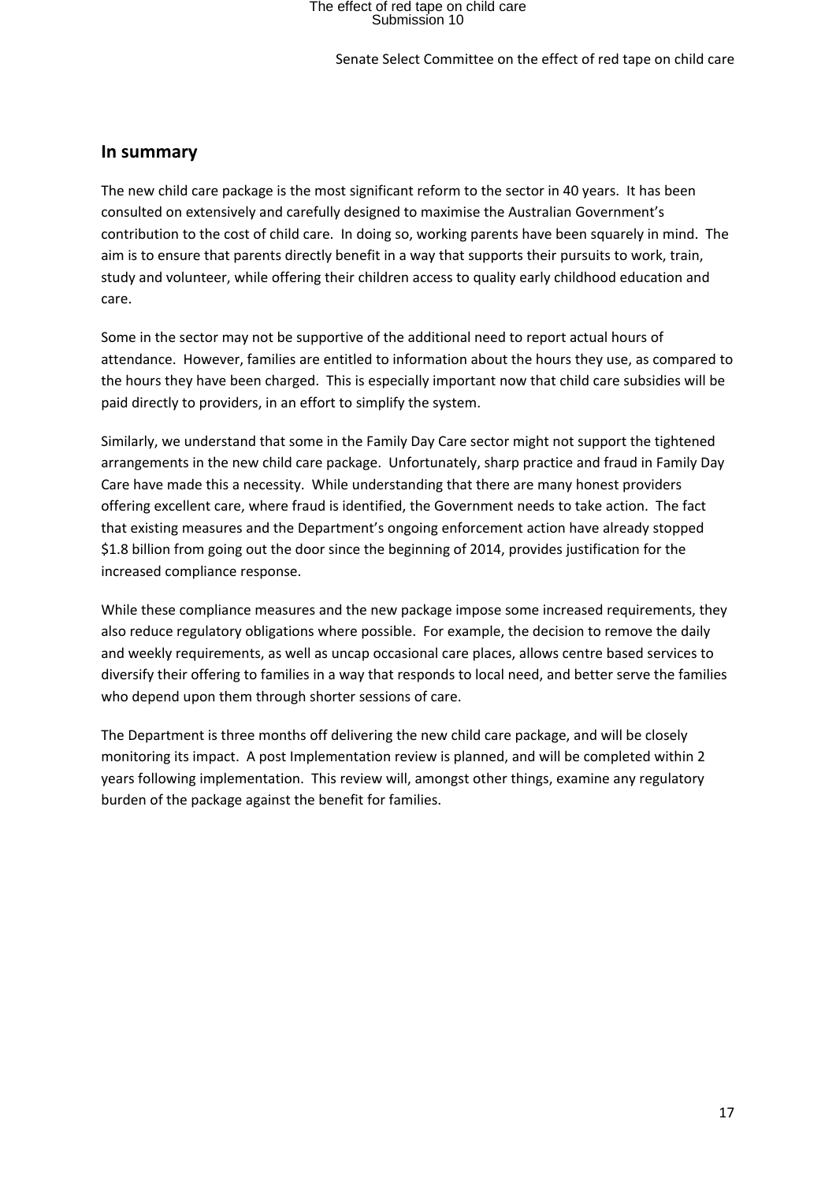## In summary

The new child care package is the most significant reform to the sector in 40 years. It has been consulted on extensively and carefully designed to maximise the Australian Government's contribution to the cost of child care. In doing so, working parents have been squarely in mind. The aim is to ensure that parents directly benefit in a way that supports their pursuits to work, train, study and volunteer, while offering their children access to quality early childhood education and care.

Some in the sector may not be supportive of the additional need to report actual hours of attendance. However, families are entitled to information about the hours they use, as compared to the hours they have been charged. This is especially important now that child care subsidies will be paid directly to providers, in an effort to simplify the system.

Similarly, we understand that some in the Family Day Care sector might not support the tightened arrangements in the new child care package. Unfortunately, sharp practice and fraud in Family Day Care have made this a necessity. While understanding that there are many honest providers offering excellent care, where fraud is identified, the Government needs to take action. The fact that existing measures and the Department's ongoing enforcement action have already stopped $1.8 billion from going out the door since the beginning of 2014, provides justification for the increased compliance response.

While these compliance measures and the new package impose some increased requirements, they also reduce regulatory obligations where possible. For example, the decision to remove the daily and weekly requirements, as well as uncap occasional care places, allows centre based services to diversify their offering to families in a way that responds to local need, and better serve the families who depend upon them through shorter sessions of care.

The Department is three months off delivering the new child care package, and will be closely monitoring its impact. A post Implementation review is planned, and will be completed within 2 years following implementation. This review will, amongst other things, examine any regulatory burden of the package against the benefit for families.